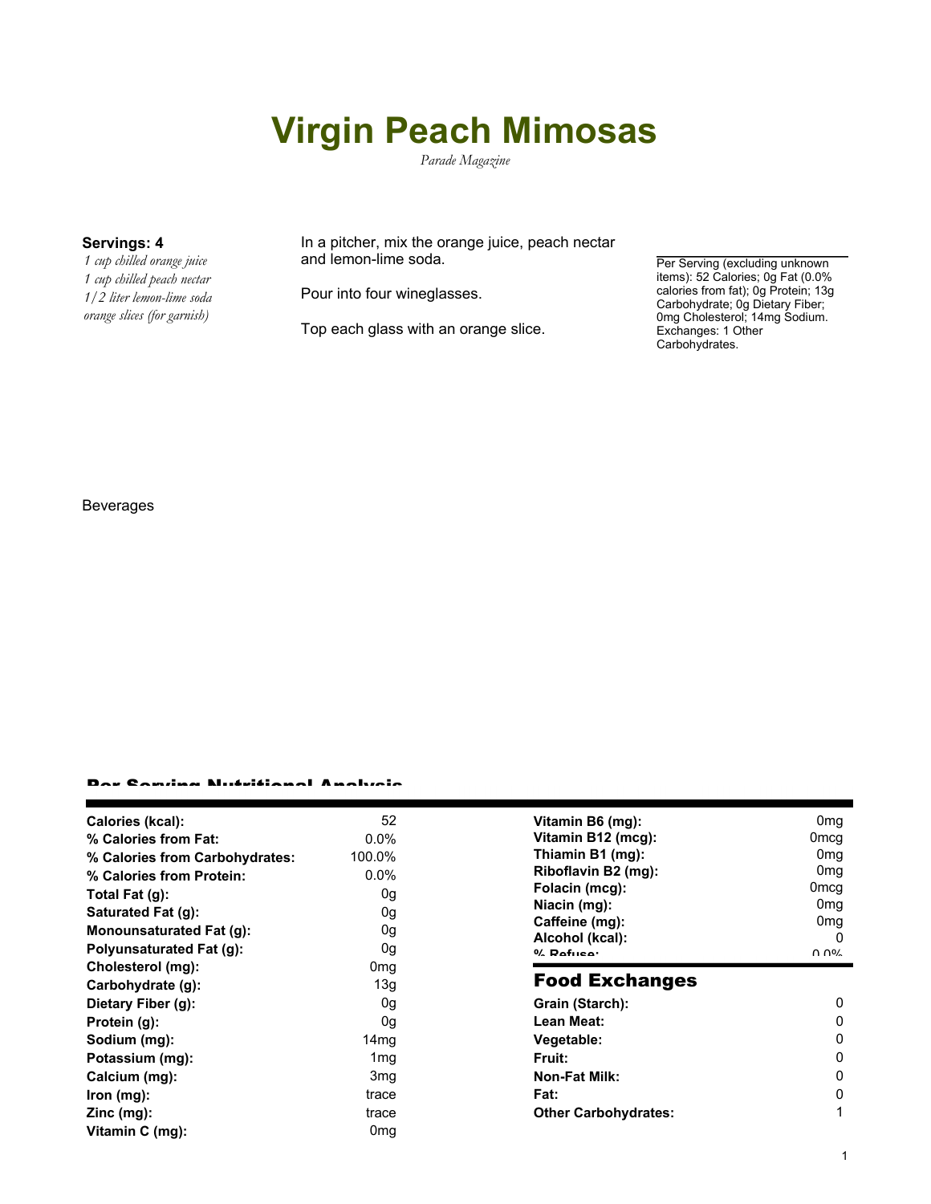# Virgin Peach Mimosas

*Parade Magazine*

**Servings: 4**

*1 cup chilled orange juice*
*1 cup chilled peach nectar*
*1/2 liter lemon-lime soda*
*orange slices (for garnish)*

In a pitcher, mix the orange juice, peach nectar and lemon-lime soda.

Pour into four wineglasses.

Top each glass with an orange slice.

Per Serving (excluding unknown items): 52 Calories; 0g Fat (0.0% calories from fat); 0g Protein; 13g Carbohydrate; 0g Dietary Fiber; 0mg Cholesterol; 14mg Sodium. Exchanges: 1 Other Carbohydrates.

Beverages

## Per Serving Nutritional Analysis

| | |
|---|---|
| **Calories (kcal):** | 52 |
| **% Calories from Fat:** | 0.0% |
| **% Calories from Carbohydrates:** | 100.0% |
| **% Calories from Protein:** | 0.0% |
| **Total Fat (g):** | 0g |
| **Saturated Fat (g):** | 0g |
| **Monounsaturated Fat (g):** | 0g |
| **Polyunsaturated Fat (g):** | 0g |
| **Cholesterol (mg):** | 0mg |
| **Carbohydrate (g):** | 13g |
| **Dietary Fiber (g):** | 0g |
| **Protein (g):** | 0g |
| **Sodium (mg):** | 14mg |
| **Potassium (mg):** | 1mg |
| **Calcium (mg):** | 3mg |
| **Iron (mg):** | trace |
| **Zinc (mg):** | trace |
| **Vitamin C (mg):** | 0mg |
| **Vitamin B6 (mg):** | 0mg |
| **Vitamin B12 (mcg):** | 0mcg |
| **Thiamin B1 (mg):** | 0mg |
| **Riboflavin B2 (mg):** | 0mg |
| **Folacin (mcg):** | 0mcg |
| **Niacin (mg):** | 0mg |
| **Caffeine (mg):** | 0mg |
| **Alcohol (kcal):** | 0 |
| **% Refuse:** | 0.0% |

## Food Exchanges

| | |
|---|---|
| **Grain (Starch):** | 0 |
| **Lean Meat:** | 0 |
| **Vegetable:** | 0 |
| **Fruit:** | 0 |
| **Non-Fat Milk:** | 0 |
| **Fat:** | 0 |
| **Other Carbohydrates:** | 1 |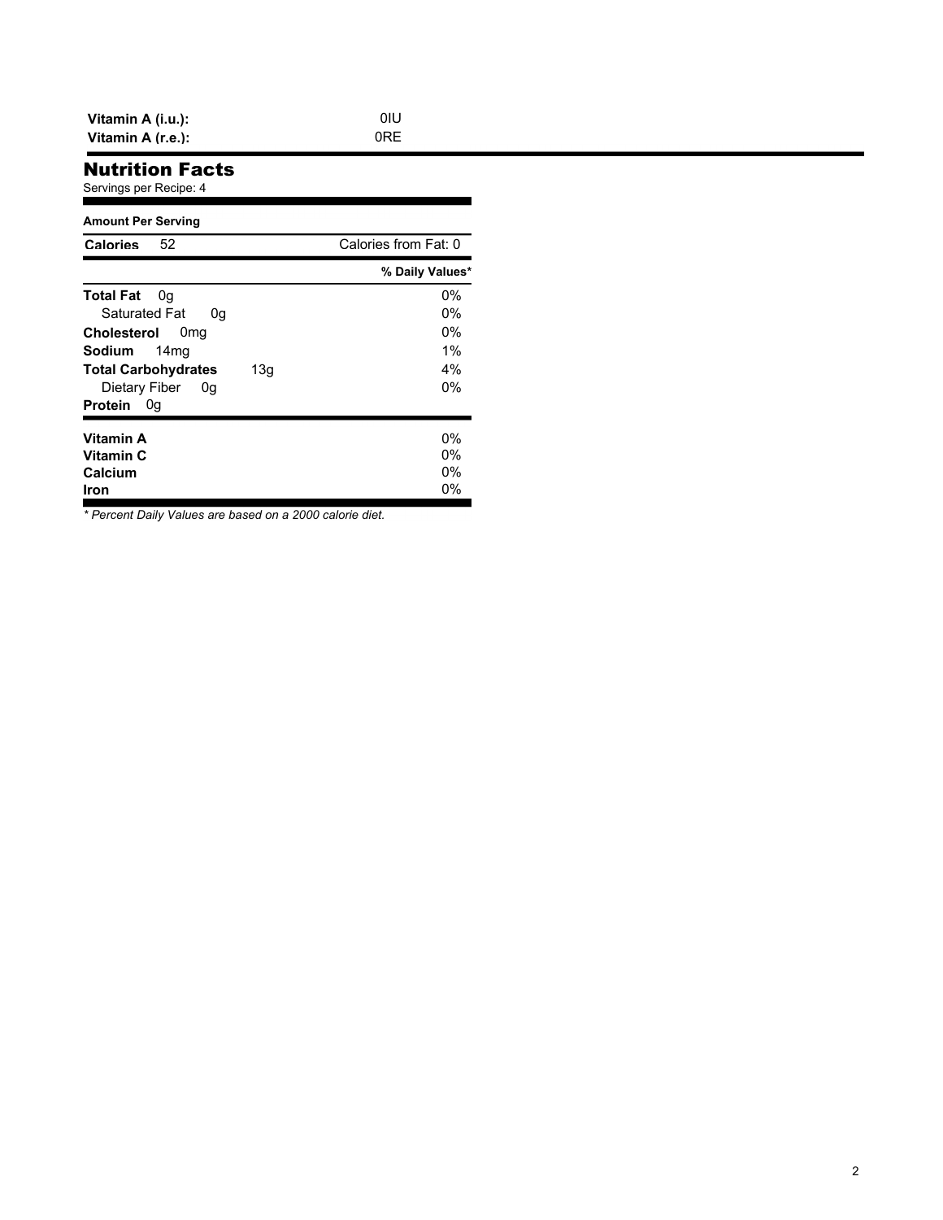| | |
|---|---|
| **Vitamin A (i.u.):** | 0IU |
| **Vitamin A (r.e.):** | 0RE |

## Nutrition Facts

Servings per Recipe: 4

**Amount Per Serving**

| **Calories** 52 | Calories from Fat: 0 |
|---|---|
| | **% Daily Values*** |
| **Total Fat** 0g | 0% |
| Saturated Fat 0g | 0% |
| **Cholesterol** 0mg | 0% |
| **Sodium** 14mg | 1% |
| **Total Carbohydrates** 13g | 4% |
| Dietary Fiber 0g | 0% |
| **Protein** 0g | |
| **Vitamin A** | 0% |
| **Vitamin C** | 0% |
| **Calcium** | 0% |
| **Iron** | 0% |

*\* Percent Daily Values are based on a 2000 calorie diet.*